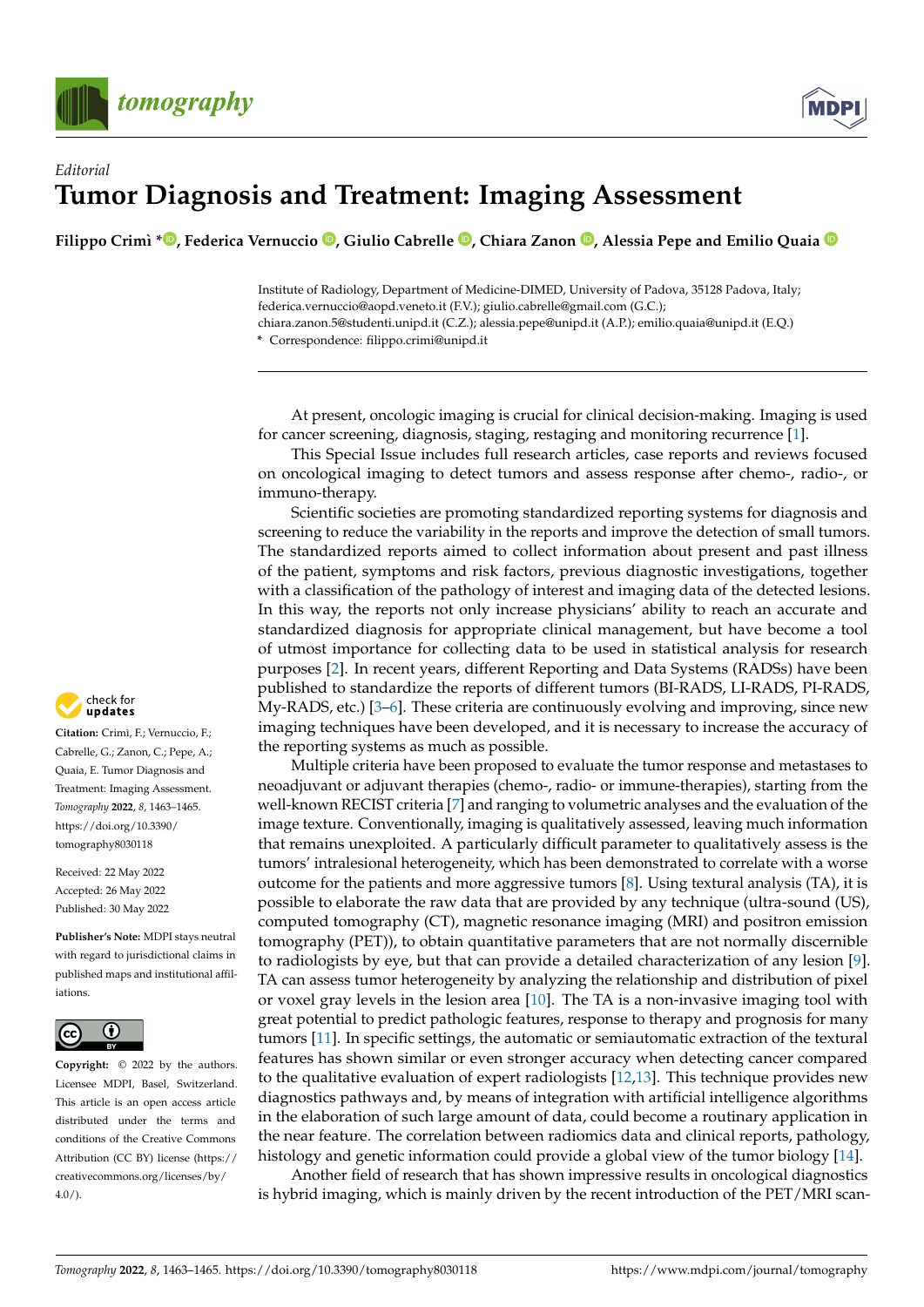*Editorial*

# Tumor Diagnosis and Treatment: Imaging Assessment

**Filippo Crimì \*, Federica Vernuccio, Giulio Cabrelle, Chiara Zanon, Alessia Pepe and Emilio Quaia**

Institute of Radiology, Department of Medicine-DIMED, University of Padova, 35128 Padova, Italy; federica.vernuccio@aopd.veneto.it (F.V.); giulio.cabrelle@gmail.com (G.C.); chiara.zanon.5@studenti.unipd.it (C.Z.); alessia.pepe@unipd.it (A.P.); emilio.quaia@unipd.it (E.Q.)
\* Correspondence: filippo.crimi@unipd.it

**Citation:** Crimì, F.; Vernuccio, F.; Cabrelle, G.; Zanon, C.; Pepe, A.; Quaia, E. Tumor Diagnosis and Treatment: Imaging Assessment. *Tomography* **2022**, *8*, 1463–1465. https://doi.org/10.3390/tomography8030118

Received: 22 May 2022
Accepted: 26 May 2022
Published: 30 May 2022

**Publisher's Note:** MDPI stays neutral with regard to jurisdictional claims in published maps and institutional affiliations.

**Copyright:** © 2022 by the authors. Licensee MDPI, Basel, Switzerland. This article is an open access article distributed under the terms and conditions of the Creative Commons Attribution (CC BY) license (https://creativecommons.org/licenses/by/4.0/).

At present, oncologic imaging is crucial for clinical decision-making. Imaging is used for cancer screening, diagnosis, staging, restaging and monitoring recurrence [1].

This Special Issue includes full research articles, case reports and reviews focused on oncological imaging to detect tumors and assess response after chemo-, radio-, or immuno-therapy.

Scientific societies are promoting standardized reporting systems for diagnosis and screening to reduce the variability in the reports and improve the detection of small tumors. The standardized reports aimed to collect information about present and past illness of the patient, symptoms and risk factors, previous diagnostic investigations, together with a classification of the pathology of interest and imaging data of the detected lesions. In this way, the reports not only increase physicians' ability to reach an accurate and standardized diagnosis for appropriate clinical management, but have become a tool of utmost importance for collecting data to be used in statistical analysis for research purposes [2]. In recent years, different Reporting and Data Systems (RADSs) have been published to standardize the reports of different tumors (BI-RADS, LI-RADS, PI-RADS, My-RADS, etc.) [3–6]. These criteria are continuously evolving and improving, since new imaging techniques have been developed, and it is necessary to increase the accuracy of the reporting systems as much as possible.

Multiple criteria have been proposed to evaluate the tumor response and metastases to neoadjuvant or adjuvant therapies (chemo-, radio- or immune-therapies), starting from the well-known RECIST criteria [7] and ranging to volumetric analyses and the evaluation of the image texture. Conventionally, imaging is qualitatively assessed, leaving much information that remains unexploited. A particularly difficult parameter to qualitatively assess is the tumors' intralesional heterogeneity, which has been demonstrated to correlate with a worse outcome for the patients and more aggressive tumors [8]. Using textural analysis (TA), it is possible to elaborate the raw data that are provided by any technique (ultra-sound (US), computed tomography (CT), magnetic resonance imaging (MRI) and positron emission tomography (PET)), to obtain quantitative parameters that are not normally discernible to radiologists by eye, but that can provide a detailed characterization of any lesion [9]. TA can assess tumor heterogeneity by analyzing the relationship and distribution of pixel or voxel gray levels in the lesion area [10]. The TA is a non-invasive imaging tool with great potential to predict pathologic features, response to therapy and prognosis for many tumors [11]. In specific settings, the automatic or semiautomatic extraction of the textural features has shown similar or even stronger accuracy when detecting cancer compared to the qualitative evaluation of expert radiologists [12,13]. This technique provides new diagnostics pathways and, by means of integration with artificial intelligence algorithms in the elaboration of such large amount of data, could become a routinary application in the near feature. The correlation between radiomics data and clinical reports, pathology, histology and genetic information could provide a global view of the tumor biology [14].

Another field of research that has shown impressive results in oncological diagnostics is hybrid imaging, which is mainly driven by the recent introduction of the PET/MRI scan-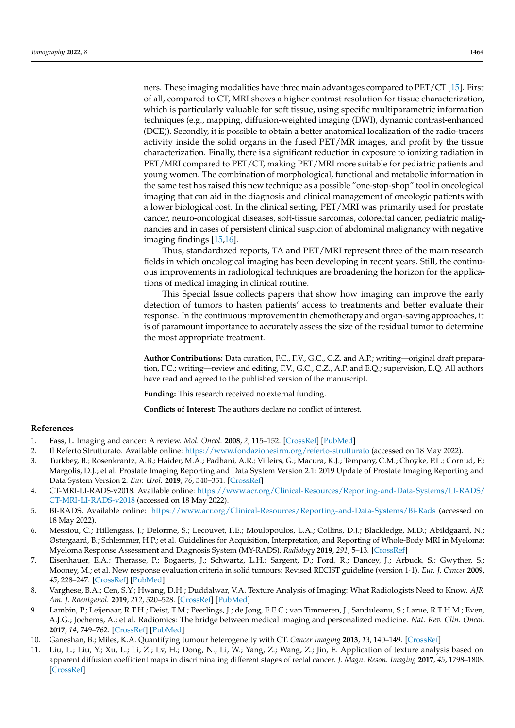ners. These imaging modalities have three main advantages compared to PET/CT [15]. First of all, compared to CT, MRI shows a higher contrast resolution for tissue characterization, which is particularly valuable for soft tissue, using specific multiparametric information techniques (e.g., mapping, diffusion-weighted imaging (DWI), dynamic contrast-enhanced (DCE)). Secondly, it is possible to obtain a better anatomical localization of the radio-tracers activity inside the solid organs in the fused PET/MR images, and profit by the tissue characterization. Finally, there is a significant reduction in exposure to ionizing radiation in PET/MRI compared to PET/CT, making PET/MRI more suitable for pediatric patients and young women. The combination of morphological, functional and metabolic information in the same test has raised this new technique as a possible "one-stop-shop" tool in oncological imaging that can aid in the diagnosis and clinical management of oncologic patients with a lower biological cost. In the clinical setting, PET/MRI was primarily used for prostate cancer, neuro-oncological diseases, soft-tissue sarcomas, colorectal cancer, pediatric malignancies and in cases of persistent clinical suspicion of abdominal malignancy with negative imaging findings [15,16].

Thus, standardized reports, TA and PET/MRI represent three of the main research fields in which oncological imaging has been developing in recent years. Still, the continuous improvements in radiological techniques are broadening the horizon for the applications of medical imaging in clinical routine.

This Special Issue collects papers that show how imaging can improve the early detection of tumors to hasten patients' access to treatments and better evaluate their response. In the continuous improvement in chemotherapy and organ-saving approaches, it is of paramount importance to accurately assess the size of the residual tumor to determine the most appropriate treatment.

**Author Contributions:** Data curation, F.C., F.V., G.C., C.Z. and A.P.; writing—original draft preparation, F.C.; writing—review and editing, F.V., G.C., C.Z., A.P. and E.Q.; supervision, E.Q. All authors have read and agreed to the published version of the manuscript.

**Funding:** This research received no external funding.

**Conflicts of Interest:** The authors declare no conflict of interest.

## References

1. Fass, L. Imaging and cancer: A review. *Mol. Oncol.* **2008**, *2*, 115–152. [CrossRef] [PubMed]
2. Il Referto Strutturato. Available online: https://www.fondazionesirm.org/referto-strutturato (accessed on 18 May 2022).
3. Turkbey, B.; Rosenkrantz, A.B.; Haider, M.A.; Padhani, A.R.; Villeirs, G.; Macura, K.J.; Tempany, C.M.; Choyke, P.L.; Cornud, F.; Margolis, D.J.; et al. Prostate Imaging Reporting and Data System Version 2.1: 2019 Update of Prostate Imaging Reporting and Data System Version 2. *Eur. Urol.* **2019**, *76*, 340–351. [CrossRef]
4. CT-MRI-LI-RADS-v2018. Available online: https://www.acr.org/Clinical-Resources/Reporting-and-Data-Systems/LI-RADS/CT-MRI-LI-RADS-v2018 (accessed on 18 May 2022).
5. BI-RADS. Available online: https://www.acr.org/Clinical-Resources/Reporting-and-Data-Systems/Bi-Rads (accessed on 18 May 2022).
6. Messiou, C.; Hillengass, J.; Delorme, S.; Lecouvet, F.E.; Moulopoulos, L.A.; Collins, D.J.; Blackledge, M.D.; Abildgaard, N.; Østergaard, B.; Schlemmer, H.P.; et al. Guidelines for Acquisition, Interpretation, and Reporting of Whole-Body MRI in Myeloma: Myeloma Response Assessment and Diagnosis System (MY-RADS). *Radiology* **2019**, *291*, 5–13. [CrossRef]
7. Eisenhauer, E.A.; Therasse, P.; Bogaerts, J.; Schwartz, L.H.; Sargent, D.; Ford, R.; Dancey, J.; Arbuck, S.; Gwyther, S.; Mooney, M.; et al. New response evaluation criteria in solid tumours: Revised RECIST guideline (version 1·1). *Eur. J. Cancer* **2009**, *45*, 228–247. [CrossRef] [PubMed]
8. Varghese, B.A.; Cen, S.Y.; Hwang, D.H.; Duddalwar, V.A. Texture Analysis of Imaging: What Radiologists Need to Know. *AJR Am. J. Roentgenol.* **2019**, *212*, 520–528. [CrossRef] [PubMed]
9. Lambin, P.; Leijenaar, R.T.H.; Deist, T.M.; Peerlings, J.; de Jong, E.E.C.; van Timmeren, J.; Sanduleanu, S.; Larue, R.T.H.M.; Even, A.J.G.; Jochems, A.; et al. Radiomics: The bridge between medical imaging and personalized medicine. *Nat. Rev. Clin. Oncol.* **2017**, *14*, 749–762. [CrossRef] [PubMed]
10. Ganeshan, B.; Miles, K.A. Quantifying tumour heterogeneity with CT. *Cancer Imaging* **2013**, *13*, 140–149. [CrossRef]
11. Liu, L.; Liu, Y.; Xu, L.; Li, Z.; Lv, H.; Dong, N.; Li, W.; Yang, Z.; Wang, Z.; Jin, E. Application of texture analysis based on apparent diffusion coefficient maps in discriminating different stages of rectal cancer. *J. Magn. Reson. Imaging* **2017**, *45*, 1798–1808. [CrossRef]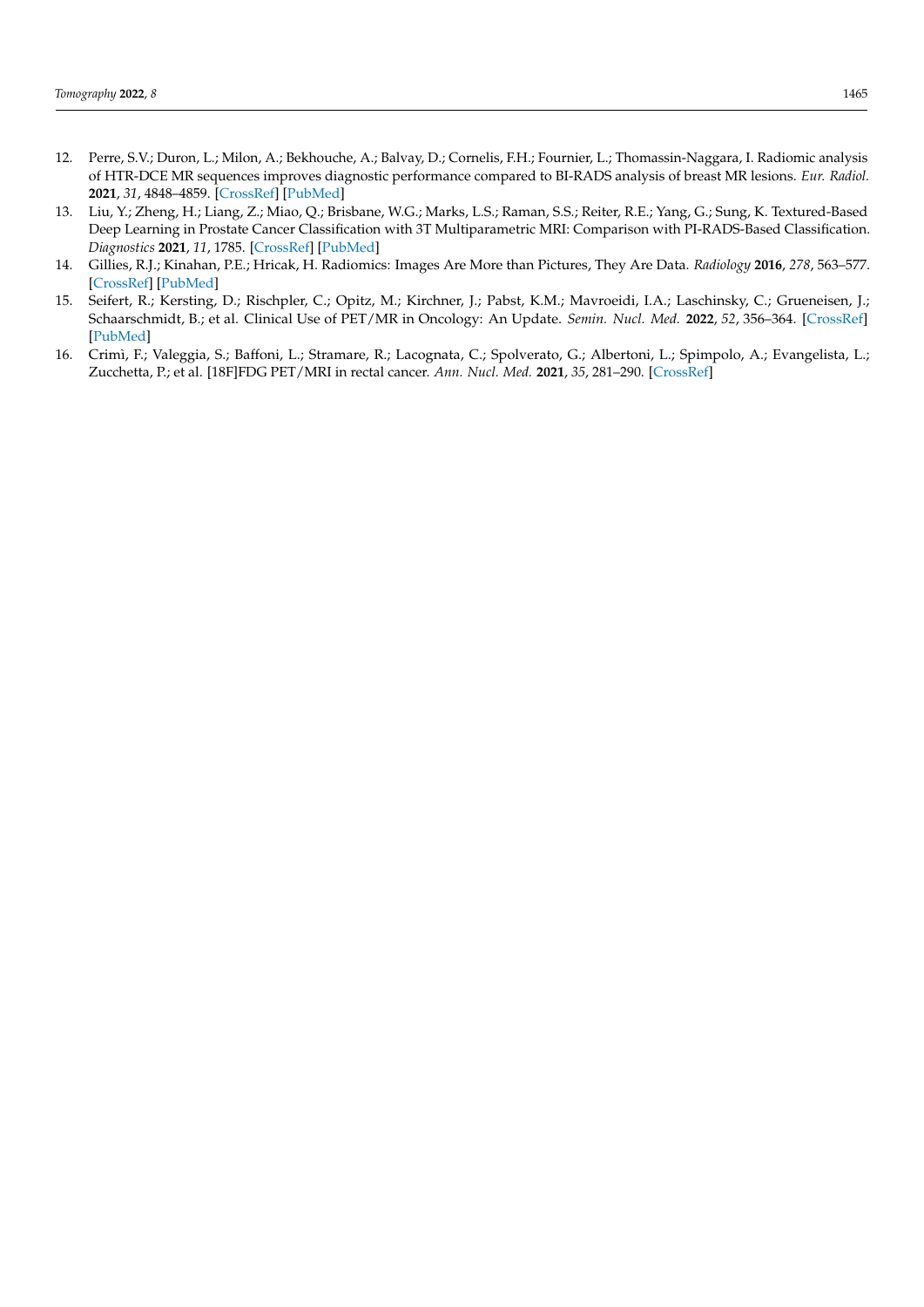12. Perre, S.V.; Duron, L.; Milon, A.; Bekhouche, A.; Balvay, D.; Cornelis, F.H.; Fournier, L.; Thomassin-Naggara, I. Radiomic analysis of HTR-DCE MR sequences improves diagnostic performance compared to BI-RADS analysis of breast MR lesions. *Eur. Radiol.* **2021**, *31*, 4848–4859. [CrossRef] [PubMed]
13. Liu, Y.; Zheng, H.; Liang, Z.; Miao, Q.; Brisbane, W.G.; Marks, L.S.; Raman, S.S.; Reiter, R.E.; Yang, G.; Sung, K. Textured-Based Deep Learning in Prostate Cancer Classification with 3T Multiparametric MRI: Comparison with PI-RADS-Based Classification. *Diagnostics* **2021**, *11*, 1785. [CrossRef] [PubMed]
14. Gillies, R.J.; Kinahan, P.E.; Hricak, H. Radiomics: Images Are More than Pictures, They Are Data. *Radiology* **2016**, *278*, 563–577. [CrossRef] [PubMed]
15. Seifert, R.; Kersting, D.; Rischpler, C.; Opitz, M.; Kirchner, J.; Pabst, K.M.; Mavroeidi, I.A.; Laschinsky, C.; Grueneisen, J.; Schaarschmidt, B.; et al. Clinical Use of PET/MR in Oncology: An Update. *Semin. Nucl. Med.* **2022**, *52*, 356–364. [CrossRef] [PubMed]
16. Crimì, F.; Valeggia, S.; Baffoni, L.; Stramare, R.; Lacognata, C.; Spolverato, G.; Albertoni, L.; Spimpolo, A.; Evangelista, L.; Zucchetta, P.; et al. [18F]FDG PET/MRI in rectal cancer. *Ann. Nucl. Med.* **2021**, *35*, 281–290. [CrossRef]